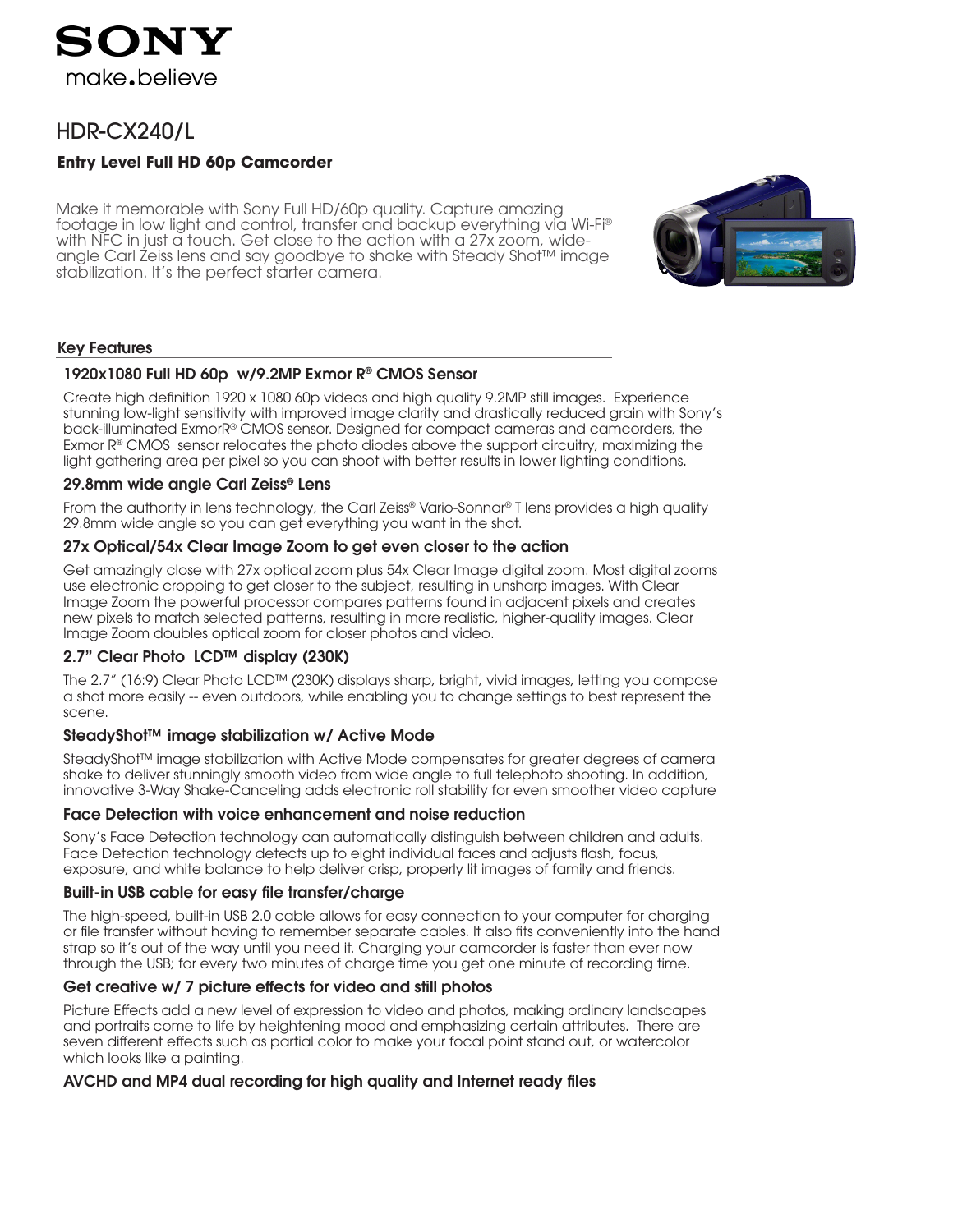SONY
make.believe

# HDR-CX240/L

**Entry Level Full HD 60p Camcorder**

Make it memorable with Sony Full HD/60p quality. Capture amazing footage in low light and control, transfer and backup everything via Wi-Fi® with NFC in just a touch. Get close to the action with a 27x zoom, wide-angle Carl Zeiss lens and say goodbye to shake with Steady Shot™ image stabilization. It's the perfect starter camera.

## Key Features

### 1920x1080 Full HD 60p w/9.2MP Exmor R® CMOS Sensor

Create high definition 1920 x 1080 60p videos and high quality 9.2MP still images. Experience stunning low-light sensitivity with improved image clarity and drastically reduced grain with Sony's back-illuminated ExmorR® CMOS sensor. Designed for compact cameras and camcorders, the Exmor R® CMOS sensor relocates the photo diodes above the support circuitry, maximizing the light gathering area per pixel so you can shoot with better results in lower lighting conditions.

### 29.8mm wide angle Carl Zeiss® Lens

From the authority in lens technology, the Carl Zeiss® Vario-Sonnar® T lens provides a high quality 29.8mm wide angle so you can get everything you want in the shot.

### 27x Optical/54x Clear Image Zoom to get even closer to the action

Get amazingly close with 27x optical zoom plus 54x Clear Image digital zoom. Most digital zooms use electronic cropping to get closer to the subject, resulting in unsharp images. With Clear Image Zoom the powerful processor compares patterns found in adjacent pixels and creates new pixels to match selected patterns, resulting in more realistic, higher-quality images. Clear Image Zoom doubles optical zoom for closer photos and video.

### 2.7" Clear Photo LCD™ display (230K)

The 2.7" (16:9) Clear Photo LCD™ (230K) displays sharp, bright, vivid images, letting you compose a shot more easily -- even outdoors, while enabling you to change settings to best represent the scene.

### SteadyShot™ image stabilization w/ Active Mode

SteadyShot™ image stabilization with Active Mode compensates for greater degrees of camera shake to deliver stunningly smooth video from wide angle to full telephoto shooting. In addition, innovative 3-Way Shake-Canceling adds electronic roll stability for even smoother video capture

### Face Detection with voice enhancement and noise reduction

Sony's Face Detection technology can automatically distinguish between children and adults. Face Detection technology detects up to eight individual faces and adjusts flash, focus, exposure, and white balance to help deliver crisp, properly lit images of family and friends.

### Built-in USB cable for easy file transfer/charge

The high-speed, built-in USB 2.0 cable allows for easy connection to your computer for charging or file transfer without having to remember separate cables. It also fits conveniently into the hand strap so it's out of the way until you need it. Charging your camcorder is faster than ever now through the USB; for every two minutes of charge time you get one minute of recording time.

### Get creative w/ 7 picture effects for video and still photos

Picture Effects add a new level of expression to video and photos, making ordinary landscapes and portraits come to life by heightening mood and emphasizing certain attributes. There are seven different effects such as partial color to make your focal point stand out, or watercolor which looks like a painting.

### AVCHD and MP4 dual recording for high quality and Internet ready files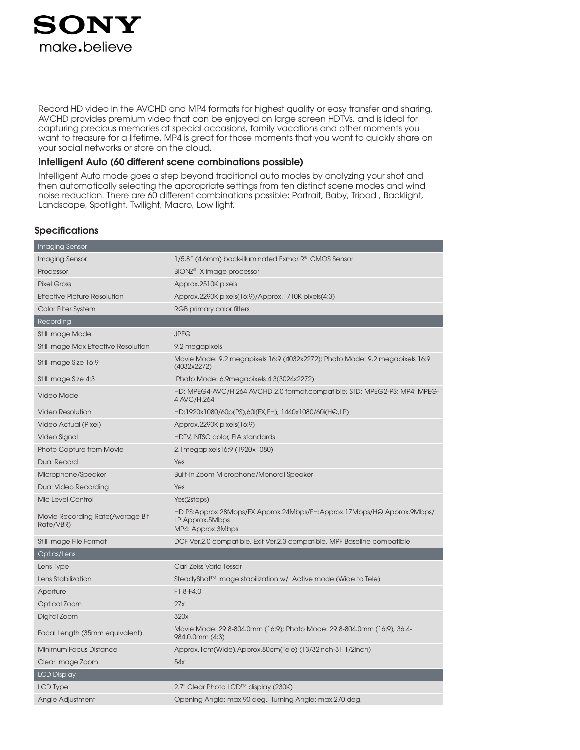SONY

make.believe

Record HD video in the AVCHD and MP4 formats for highest quality or easy transfer and sharing. AVCHD provides premium video that can be enjoyed on large screen HDTVs, and is ideal for capturing precious memories at special occasions, family vacations and other moments you want to treasure for a lifetime. MP4 is great for those moments that you want to quickly share on your social networks or store on the cloud.

### Intelligent Auto (60 different scene combinations possible)

Intelligent Auto mode goes a step beyond traditional auto modes by analyzing your shot and then automatically selecting the appropriate settings from ten distinct scene modes and wind noise reduction. There are 60 different combinations possible: Portrait, Baby, Tripod , Backlight, Landscape, Spotlight, Twilight, Macro, Low light.

## Specifications

| Imaging Sensor | |
|---|---|
| Imaging Sensor | 1/5.8" (4.6mm) back-illuminated Exmor R® CMOS Sensor |
| Processor | BIONZ® X image processor |
| Pixel Gross | Approx.2510K pixels |
| Effective Picture Resolution | Approx.2290K pixels(16:9)/Approx.1710K pixels(4:3) |
| Color Filter System | RGB primary color filters |
| **Recording** | |
| Still Image Mode | JPEG |
| Still Image Max Effective Resolution | 9.2 megapixels |
| Still Image Size 16:9 | Movie Mode: 9.2 megapixels 16:9 (4032x2272); Photo Mode: 9.2 megapixels 16:9 (4032x2272) |
| Still Image Size 4:3 | Photo Mode: 6.9megapixels 4:3(3024x2272) |
| Video Mode | HD: MPEG4-AVC/H.264 AVCHD 2.0 format.compatible; STD: MPEG2-PS; MP4: MPEG-4 AVC/H.264 |
| Video Resolution | HD:1920x1080/60p(PS),60i(FX,FH), 1440x1080/60i(HQ,LP) |
| Video Actual (Pixel) | Approx.2290K pixels(16:9) |
| Video Signal | HDTV, NTSC color, EIA standards |
| Photo Capture from Movie | 2.1megapixels16:9 (1920×1080) |
| Dual Record | Yes |
| Microphone/Speaker | Built-in Zoom Microphone/Monoral Speaker |
| Dual Video Recording | Yes |
| Mic Level Control | Yes(2steps) |
| Movie Recording Rate(Average Bit Rate/VBR) | HD PS:Approx.28Mbps/FX:Approx.24Mbps/FH:Approx.17Mbps/HQ:Approx.9Mbps/ LP:Approx.5Mbps MP4: Approx.3Mbps |
| Still Image File Format | DCF Ver.2.0 compatible, Exif Ver.2.3 compatible, MPF Baseline compatible |
| **Optics/Lens** | |
| Lens Type | Carl Zeiss Vario Tessar |
| Lens Stabilization | SteadyShot™ image stabilization w/ Active mode (Wide to Tele) |
| Aperture | F1.8-F4.0 |
| Optical Zoom | 27x |
| Digital Zoom | 320x |
| Focal Length (35mm equivalent) | Movie Mode: 29.8-804.0mm (16:9); Photo Mode: 29.8-804.0mm (16:9), 36.4-984.0.0mm (4:3) |
| Minimum Focus Distance | Approx.1cm(Wide),Approx.80cm(Tele) (13/32inch-31 1/2inch) |
| Clear Image Zoom | 54x |
| **LCD Display** | |
| LCD Type | 2.7" Clear Photo LCD™ display (230K) |
| Angle Adjustment | Opening Angle: max.90 deg., Turning Angle: max.270 deg. |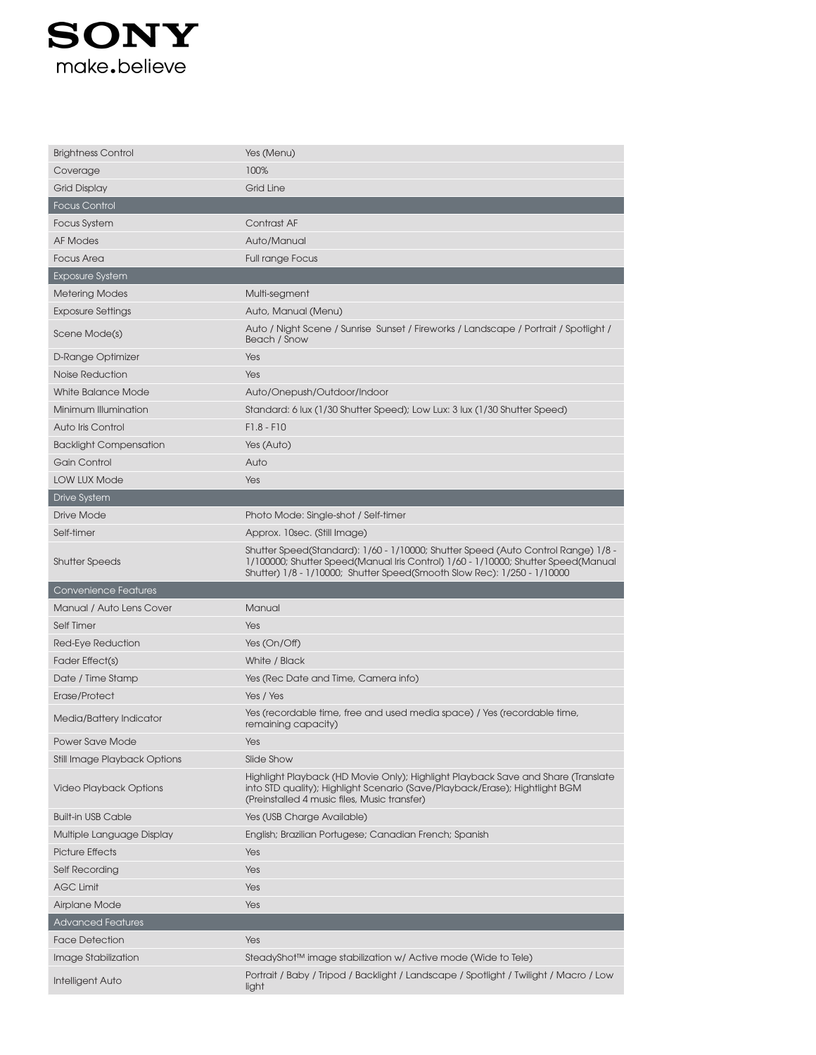SONY

make.believe

| | |
|---|---|
| Brightness Control | Yes (Menu) |
| Coverage | 100% |
| Grid Display | Grid Line |
| **Focus Control** | |
| Focus System | Contrast AF |
| AF Modes | Auto/Manual |
| Focus Area | Full range Focus |
| **Exposure System** | |
| Metering Modes | Multi-segment |
| Exposure Settings | Auto, Manual (Menu) |
| Scene Mode(s) | Auto / Night Scene / Sunrise Sunset / Fireworks / Landscape / Portrait / Spotlight / Beach / Snow |
| D-Range Optimizer | Yes |
| Noise Reduction | Yes |
| White Balance Mode | Auto/Onepush/Outdoor/Indoor |
| Minimum Illumination | Standard: 6 lux (1/30 Shutter Speed); Low Lux: 3 lux (1/30 Shutter Speed) |
| Auto Iris Control | F1.8 - F10 |
| Backlight Compensation | Yes (Auto) |
| Gain Control | Auto |
| LOW LUX Mode | Yes |
| **Drive System** | |
| Drive Mode | Photo Mode: Single-shot / Self-timer |
| Self-timer | Approx. 10sec. (Still Image) |
| Shutter Speeds | Shutter Speed(Standard): 1/60 - 1/10000; Shutter Speed (Auto Control Range) 1/8 - 1/100000; Shutter Speed(Manual Iris Control) 1/60 - 1/10000; Shutter Speed(Manual Shutter) 1/8 - 1/10000; Shutter Speed(Smooth Slow Rec): 1/250 - 1/10000 |
| **Convenience Features** | |
| Manual / Auto Lens Cover | Manual |
| Self Timer | Yes |
| Red-Eye Reduction | Yes (On/Off) |
| Fader Effect(s) | White / Black |
| Date / Time Stamp | Yes (Rec Date and Time, Camera info) |
| Erase/Protect | Yes / Yes |
| Media/Battery Indicator | Yes (recordable time, free and used media space) / Yes (recordable time, remaining capacity) |
| Power Save Mode | Yes |
| Still Image Playback Options | Slide Show |
| Video Playback Options | Highlight Playback (HD Movie Only); Highlight Playback Save and Share (Translate into STD quality); Highlight Scenario (Save/Playback/Erase); Hightlight BGM (Preinstalled 4 music files, Music transfer) |
| Built-in USB Cable | Yes (USB Charge Available) |
| Multiple Language Display | English; Brazilian Portugese; Canadian French; Spanish |
| Picture Effects | Yes |
| Self Recording | Yes |
| AGC Limit | Yes |
| Airplane Mode | Yes |
| **Advanced Features** | |
| Face Detection | Yes |
| Image Stabilization | SteadyShot™ image stabilization w/ Active mode (Wide to Tele) |
| Intelligent Auto | Portrait / Baby / Tripod / Backlight / Landscape / Spotlight / Twilight / Macro / Low light |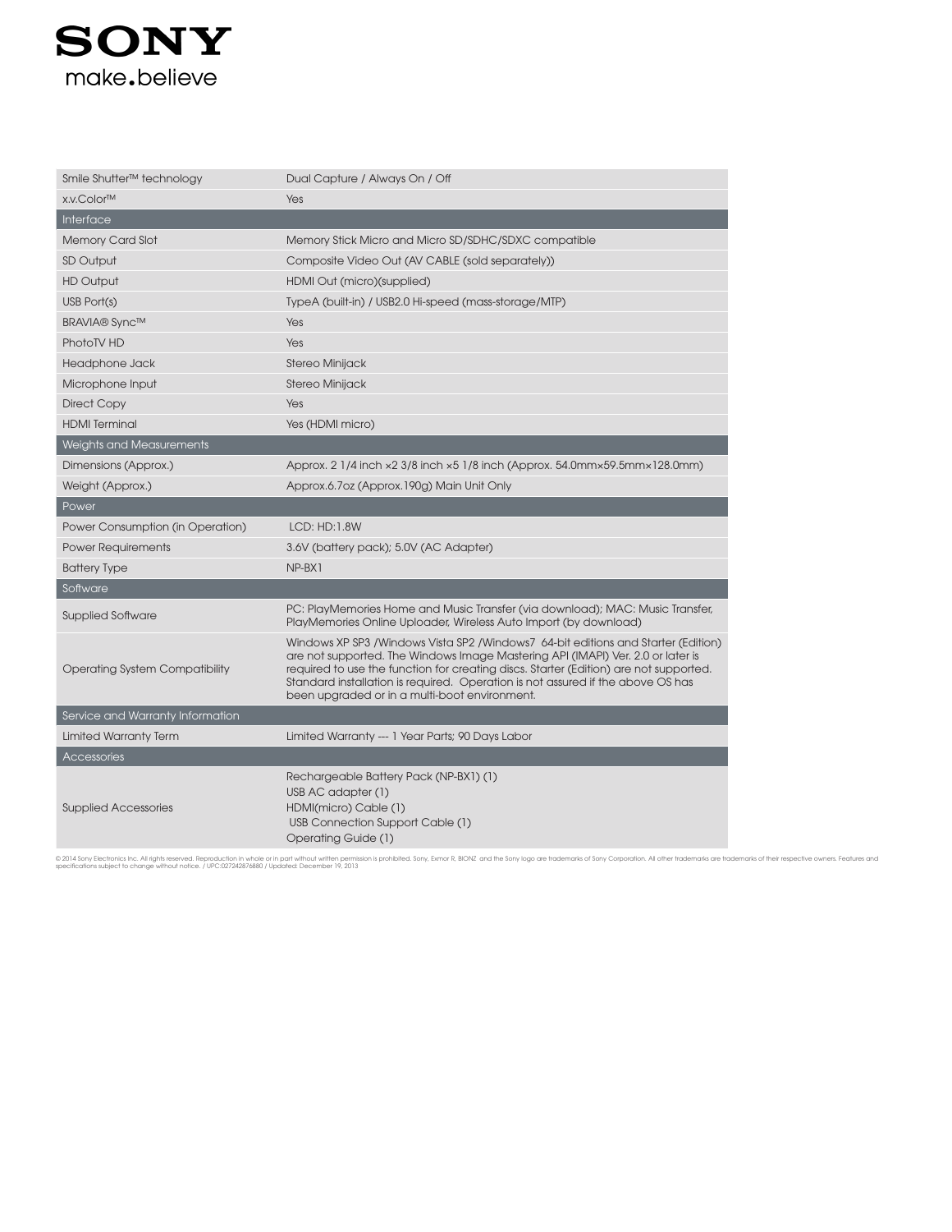**SONY**
make.believe

| | |
|---|---|
| Smile Shutter™ technology | Dual Capture / Always On / Off |
| x.v.Color™ | Yes |
| **Interface** | |
| Memory Card Slot | Memory Stick Micro and Micro SD/SDHC/SDXC compatible |
| SD Output | Composite Video Out (AV CABLE (sold separately)) |
| HD Output | HDMI Out (micro)(supplied) |
| USB Port(s) | TypeA (built-in) / USB2.0 Hi-speed (mass-storage/MTP) |
| BRAVIA® Sync™ | Yes |
| PhotoTV HD | Yes |
| Headphone Jack | Stereo Minijack |
| Microphone Input | Stereo Minijack |
| Direct Copy | Yes |
| HDMI Terminal | Yes (HDMI micro) |
| **Weights and Measurements** | |
| Dimensions (Approx.) | Approx. 2 1/4 inch ×2 3/8 inch ×5 1/8 inch (Approx. 54.0mm×59.5mm×128.0mm) |
| Weight (Approx.) | Approx.6.7oz (Approx.190g) Main Unit Only |
| **Power** | |
| Power Consumption (in Operation) | LCD: HD:1.8W |
| Power Requirements | 3.6V (battery pack); 5.0V (AC Adapter) |
| Battery Type | NP-BX1 |
| **Software** | |
| Supplied Software | PC: PlayMemories Home and Music Transfer (via download); MAC: Music Transfer, PlayMemories Online Uploader, Wireless Auto Import (by download) |
| Operating System Compatibility | Windows XP SP3 /Windows Vista SP2 /Windows7 64-bit editions and Starter (Edition) are not supported. The Windows Image Mastering API (IMAPI) Ver. 2.0 or later is required to use the function for creating discs. Starter (Edition) are not supported. Standard installation is required. Operation is not assured if the above OS has been upgraded or in a multi-boot environment. |
| **Service and Warranty Information** | |
| Limited Warranty Term | Limited Warranty --- 1 Year Parts; 90 Days Labor |
| **Accessories** | |
| Supplied Accessories | Rechargeable Battery Pack (NP-BX1) (1)<br>USB AC adapter (1)<br>HDMI(micro) Cable (1)<br>USB Connection Support Cable (1)<br>Operating Guide (1) |

© 2014 Sony Electronics Inc. All rights reserved. Reproduction in whole or in part without written permission is prohibited. Sony, Exmor R, BIONZ and the Sony logo are trademarks of Sony Corporation. All other trademarks are trademarks of their respective owners. Features and specifications subject to change without notice. / UPC:027242876880 / Updated: December 19, 2013